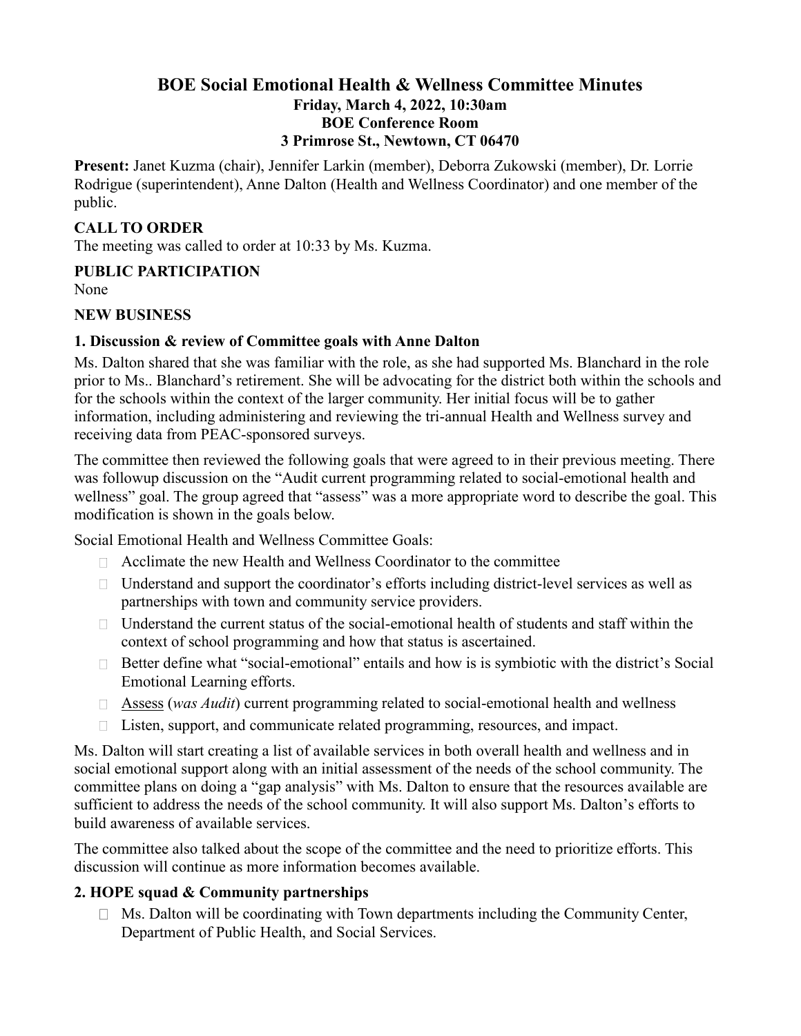# BOE Social Emotional Health & Wellness Committee Minutes

**Friday, March 4, 2022, 10:30am**
**BOE Conference Room**
**3 Primrose St., Newtown, CT 06470**

**Present:** Janet Kuzma (chair), Jennifer Larkin (member), Deborra Zukowski (member), Dr. Lorrie Rodrigue (superintendent), Anne Dalton (Health and Wellness Coordinator) and one member of the public.

## CALL TO ORDER

The meeting was called to order at 10:33 by Ms. Kuzma.

## PUBLIC PARTICIPATION

None

## NEW BUSINESS

### 1. Discussion & review of Committee goals with Anne Dalton

Ms. Dalton shared that she was familiar with the role, as she had supported Ms. Blanchard in the role prior to Ms.. Blanchard's retirement. She will be advocating for the district both within the schools and for the schools within the context of the larger community. Her initial focus will be to gather information, including administering and reviewing the tri-annual Health and Wellness survey and receiving data from PEAC-sponsored surveys.

The committee then reviewed the following goals that were agreed to in their previous meeting. There was followup discussion on the "Audit current programming related to social-emotional health and wellness" goal. The group agreed that "assess" was a more appropriate word to describe the goal. This modification is shown in the goals below.

Social Emotional Health and Wellness Committee Goals:

- Acclimate the new Health and Wellness Coordinator to the committee
- Understand and support the coordinator's efforts including district-level services as well as partnerships with town and community service providers.
- Understand the current status of the social-emotional health of students and staff within the context of school programming and how that status is ascertained.
- Better define what "social-emotional" entails and how is is symbiotic with the district's Social Emotional Learning efforts.
- <u>Assess</u> (*was Audit*) current programming related to social-emotional health and wellness
- Listen, support, and communicate related programming, resources, and impact.

Ms. Dalton will start creating a list of available services in both overall health and wellness and in social emotional support along with an initial assessment of the needs of the school community. The committee plans on doing a "gap analysis" with Ms. Dalton to ensure that the resources available are sufficient to address the needs of the school community. It will also support Ms. Dalton's efforts to build awareness of available services.

The committee also talked about the scope of the committee and the need to prioritize efforts. This discussion will continue as more information becomes available.

### 2. HOPE squad & Community partnerships

- Ms. Dalton will be coordinating with Town departments including the Community Center, Department of Public Health, and Social Services.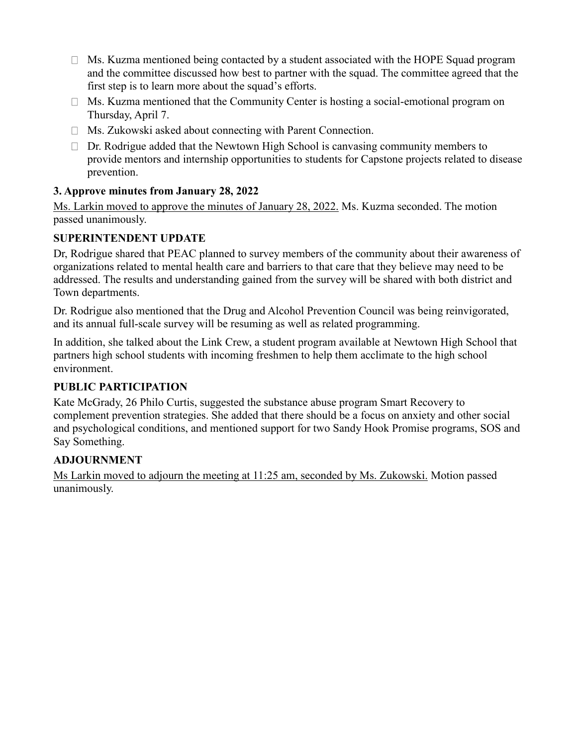- Ms. Kuzma mentioned being contacted by a student associated with the HOPE Squad program and the committee discussed how best to partner with the squad. The committee agreed that the first step is to learn more about the squad's efforts.
- Ms. Kuzma mentioned that the Community Center is hosting a social-emotional program on Thursday, April 7.
- Ms. Zukowski asked about connecting with Parent Connection.
- Dr. Rodrigue added that the Newtown High School is canvasing community members to provide mentors and internship opportunities to students for Capstone projects related to disease prevention.

**3. Approve minutes from January 28, 2022**

<u>Ms. Larkin moved to approve the minutes of January 28, 2022.</u> Ms. Kuzma seconded. The motion passed unanimously.

**SUPERINTENDENT UPDATE**

Dr, Rodrigue shared that PEAC planned to survey members of the community about their awareness of organizations related to mental health care and barriers to that care that they believe may need to be addressed. The results and understanding gained from the survey will be shared with both district and Town departments.

Dr. Rodrigue also mentioned that the Drug and Alcohol Prevention Council was being reinvigorated, and its annual full-scale survey will be resuming as well as related programming.

In addition, she talked about the Link Crew, a student program available at Newtown High School that partners high school students with incoming freshmen to help them acclimate to the high school environment.

**PUBLIC PARTICIPATION**

Kate McGrady, 26 Philo Curtis, suggested the substance abuse program Smart Recovery to complement prevention strategies. She added that there should be a focus on anxiety and other social and psychological conditions, and mentioned support for two Sandy Hook Promise programs, SOS and Say Something.

**ADJOURNMENT**

<u>Ms Larkin moved to adjourn the meeting at 11:25 am, seconded by Ms. Zukowski.</u> Motion passed unanimously.